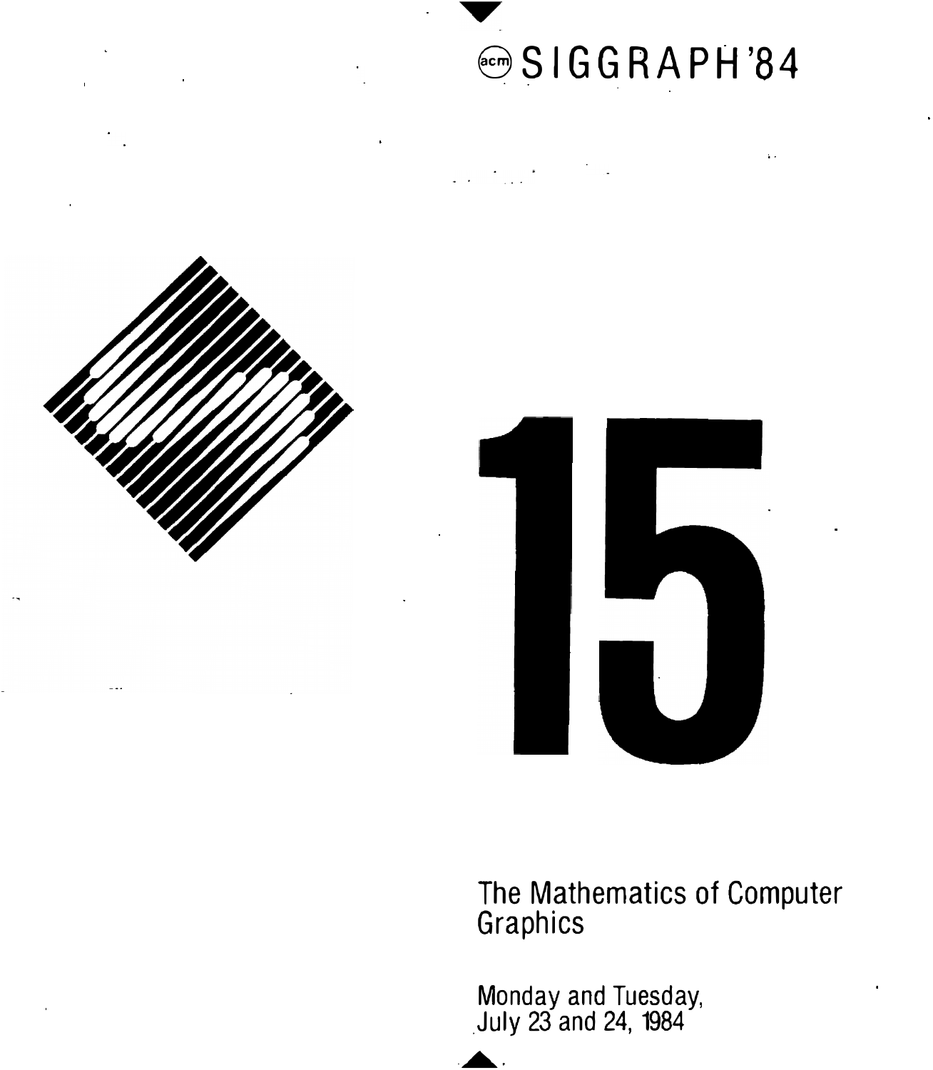acm SIGGRAPH'84

# 15

## The Mathematics of Computer Graphics

Monday and Tuesday,
July 23 and 24, 1984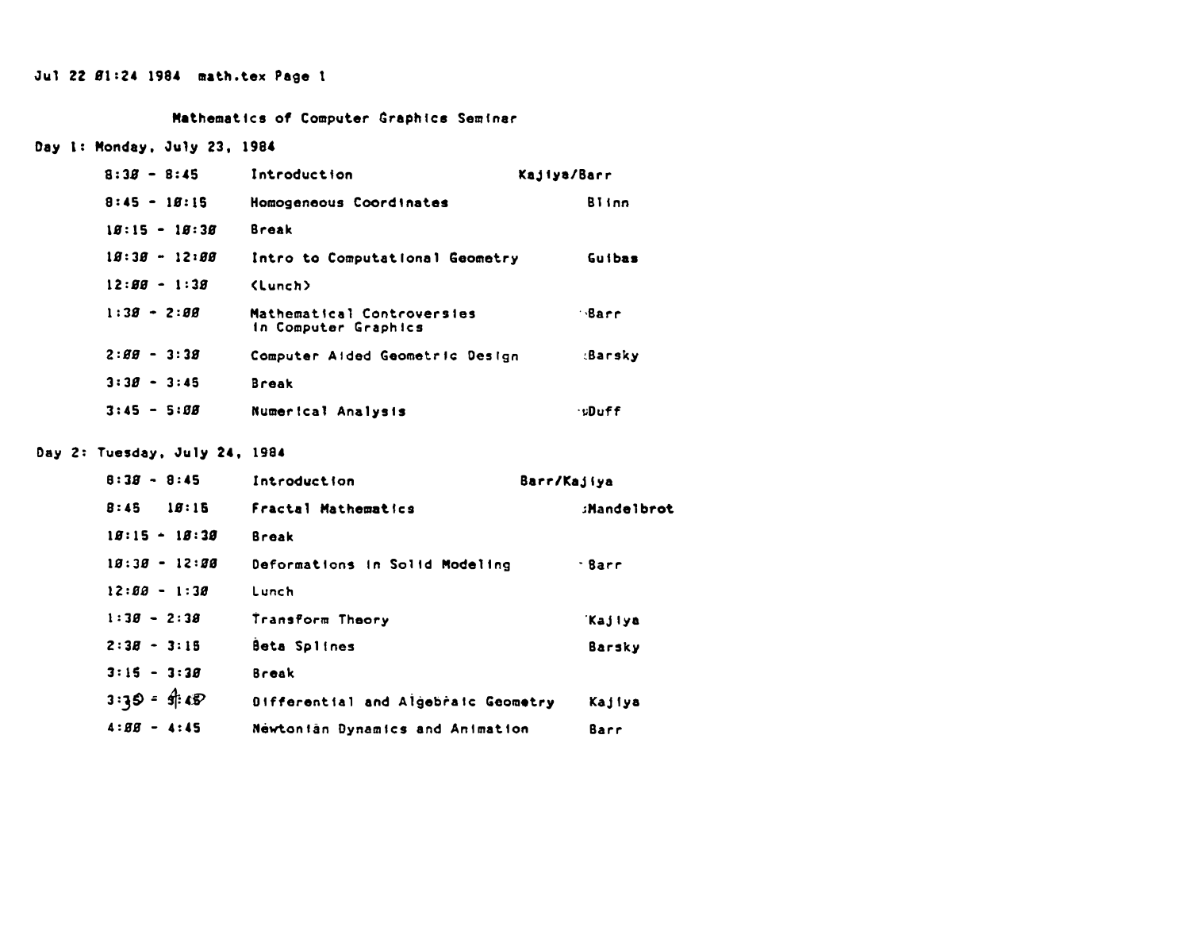Jul 22 01:24 1984 math.tex Page 1

## Mathematics of Computer Graphics Seminar

### Day 1: Monday, July 23, 1984

| Time | Topic | Speaker |
|---|---|---|
| 8:30 - 8:45 | Introduction | Kajiya/Barr |
| 8:45 - 10:15 | Homogeneous Coordinates | Blinn |
| 10:15 - 10:30 | Break | |
| 10:30 - 12:00 | Intro to Computational Geometry | Guibas |
| 12:00 - 1:30 | <Lunch> | |
| 1:30 - 2:00 | Mathematical Controversies in Computer Graphics | Barr |
| 2:00 - 3:30 | Computer Aided Geometric Design | Barsky |
| 3:30 - 3:45 | Break | |
| 3:45 - 5:00 | Numerical Analysis | Duff |

### Day 2: Tuesday, July 24, 1984

| Time | Topic | Speaker |
|---|---|---|
| 8:30 - 8:45 | Introduction | Barr/Kajiya |
| 8:45 10:15 | Fractal Mathematics | Mandelbrot |
| 10:15 - 10:30 | Break | |
| 10:30 - 12:00 | Deformations in Solid Modeling | Barr |
| 12:00 - 1:30 | Lunch | |
| 1:30 - 2:30 | Transform Theory | Kajiya |
| 2:30 - 3:15 | Beta Splines | Barsky |
| 3:15 - 3:30 | Break | |
| 3:30 - 4:45 | Differential and Algebraic Geometry | Kajiya |
| 4:00 - 4:45 | Newtonian Dynamics and Animation | Barr |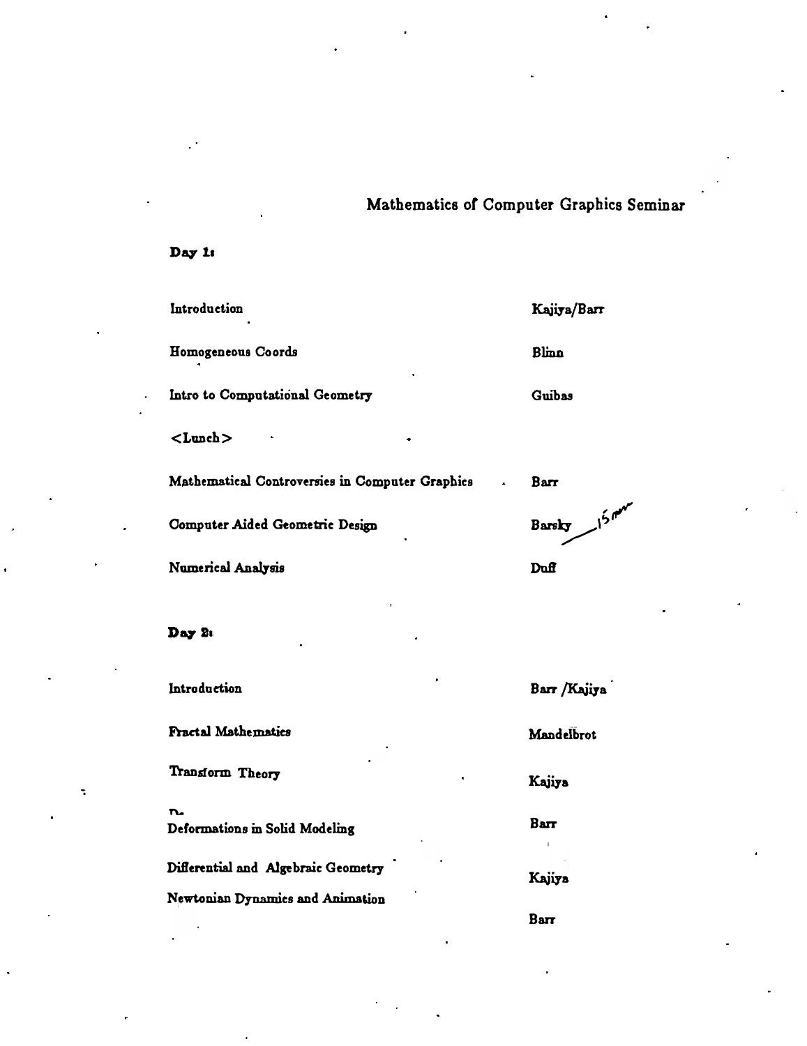# Mathematics of Computer Graphics Seminar

**Day 1:**

| | |
|---|---|
| Introduction | Kajiya/Barr |
| Homogeneous Coords | Blinn |
| Intro to Computational Geometry | Guibas |
| <Lunch> | |
| Mathematical Controversies in Computer Graphics | Barr |
| Computer Aided Geometric Design | Barsky 15 min |
| Numerical Analysis | Duff |

**Day 2:**

| | |
|---|---|
| Introduction | Barr /Kajiya |
| Fractal Mathematics | Mandelbrot |
| Transform Theory | Kajiya |
| Deformations in Solid Modeling | Barr |
| Differential and Algebraic Geometry | Kajiya |
| Newtonian Dynamics and Animation | Barr |